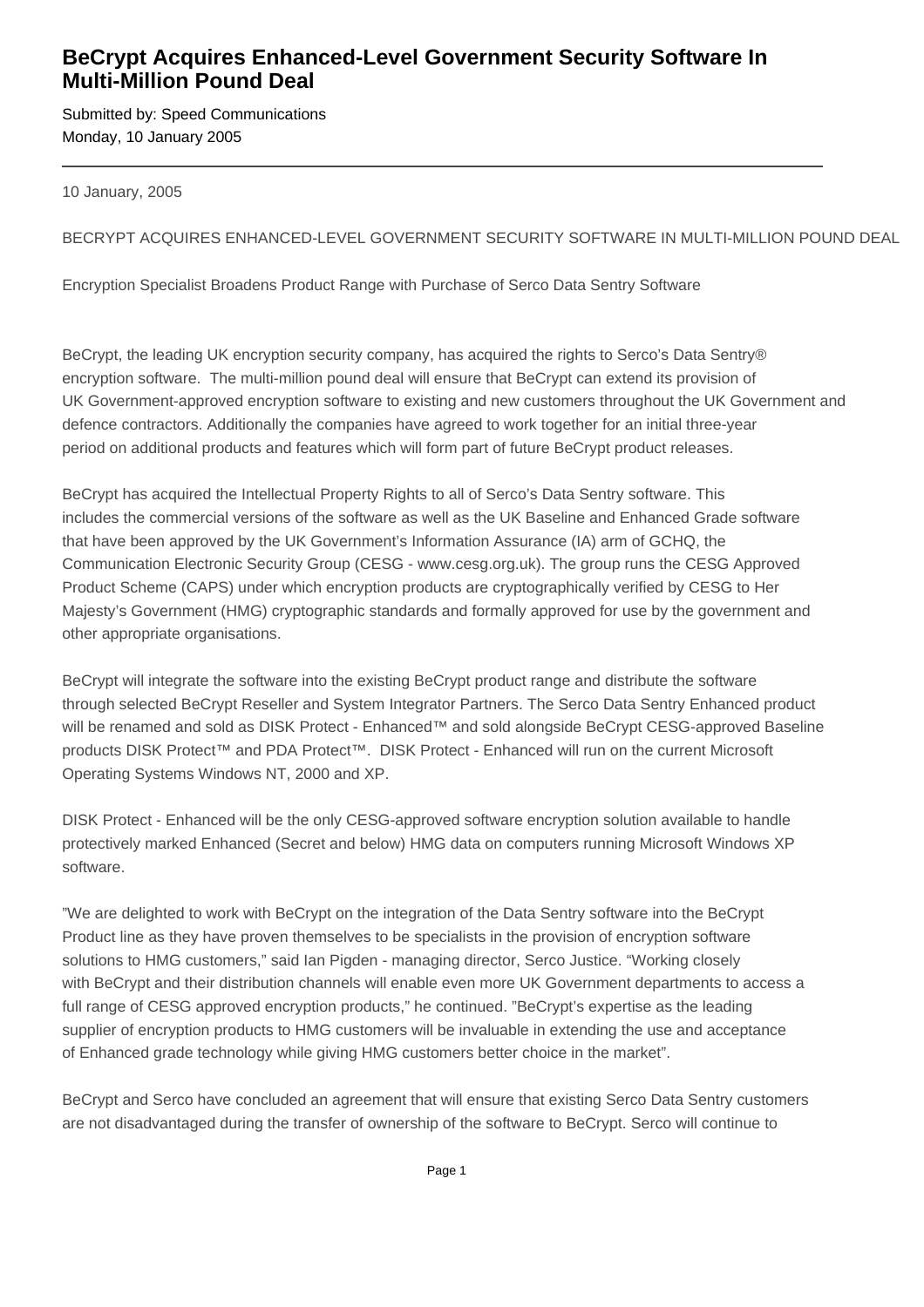# BeCrypt Acquires Enhanced-Level Government Security Software In Multi-Million Pound Deal

Submitted by: Speed Communications
Monday, 10 January 2005

---

10 January, 2005

BECRYPT ACQUIRES ENHANCED-LEVEL GOVERNMENT SECURITY SOFTWARE IN MULTI-MILLION POUND DEAL

Encryption Specialist Broadens Product Range with Purchase of Serco Data Sentry Software

BeCrypt, the leading UK encryption security company, has acquired the rights to Serco's Data Sentry® encryption software. The multi-million pound deal will ensure that BeCrypt can extend its provision of UK Government-approved encryption software to existing and new customers throughout the UK Government and defence contractors. Additionally the companies have agreed to work together for an initial three-year period on additional products and features which will form part of future BeCrypt product releases.

BeCrypt has acquired the Intellectual Property Rights to all of Serco's Data Sentry software. This includes the commercial versions of the software as well as the UK Baseline and Enhanced Grade software that have been approved by the UK Government's Information Assurance (IA) arm of GCHQ, the Communication Electronic Security Group (CESG - www.cesg.org.uk). The group runs the CESG Approved Product Scheme (CAPS) under which encryption products are cryptographically verified by CESG to Her Majesty's Government (HMG) cryptographic standards and formally approved for use by the government and other appropriate organisations.

BeCrypt will integrate the software into the existing BeCrypt product range and distribute the software through selected BeCrypt Reseller and System Integrator Partners. The Serco Data Sentry Enhanced product will be renamed and sold as DISK Protect - Enhanced™ and sold alongside BeCrypt CESG-approved Baseline products DISK Protect™ and PDA Protect™. DISK Protect - Enhanced will run on the current Microsoft Operating Systems Windows NT, 2000 and XP.

DISK Protect - Enhanced will be the only CESG-approved software encryption solution available to handle protectively marked Enhanced (Secret and below) HMG data on computers running Microsoft Windows XP software.

"We are delighted to work with BeCrypt on the integration of the Data Sentry software into the BeCrypt Product line as they have proven themselves to be specialists in the provision of encryption software solutions to HMG customers," said Ian Pigden - managing director, Serco Justice. "Working closely with BeCrypt and their distribution channels will enable even more UK Government departments to access a full range of CESG approved encryption products," he continued. "BeCrypt's expertise as the leading supplier of encryption products to HMG customers will be invaluable in extending the use and acceptance of Enhanced grade technology while giving HMG customers better choice in the market".

BeCrypt and Serco have concluded an agreement that will ensure that existing Serco Data Sentry customers are not disadvantaged during the transfer of ownership of the software to BeCrypt. Serco will continue to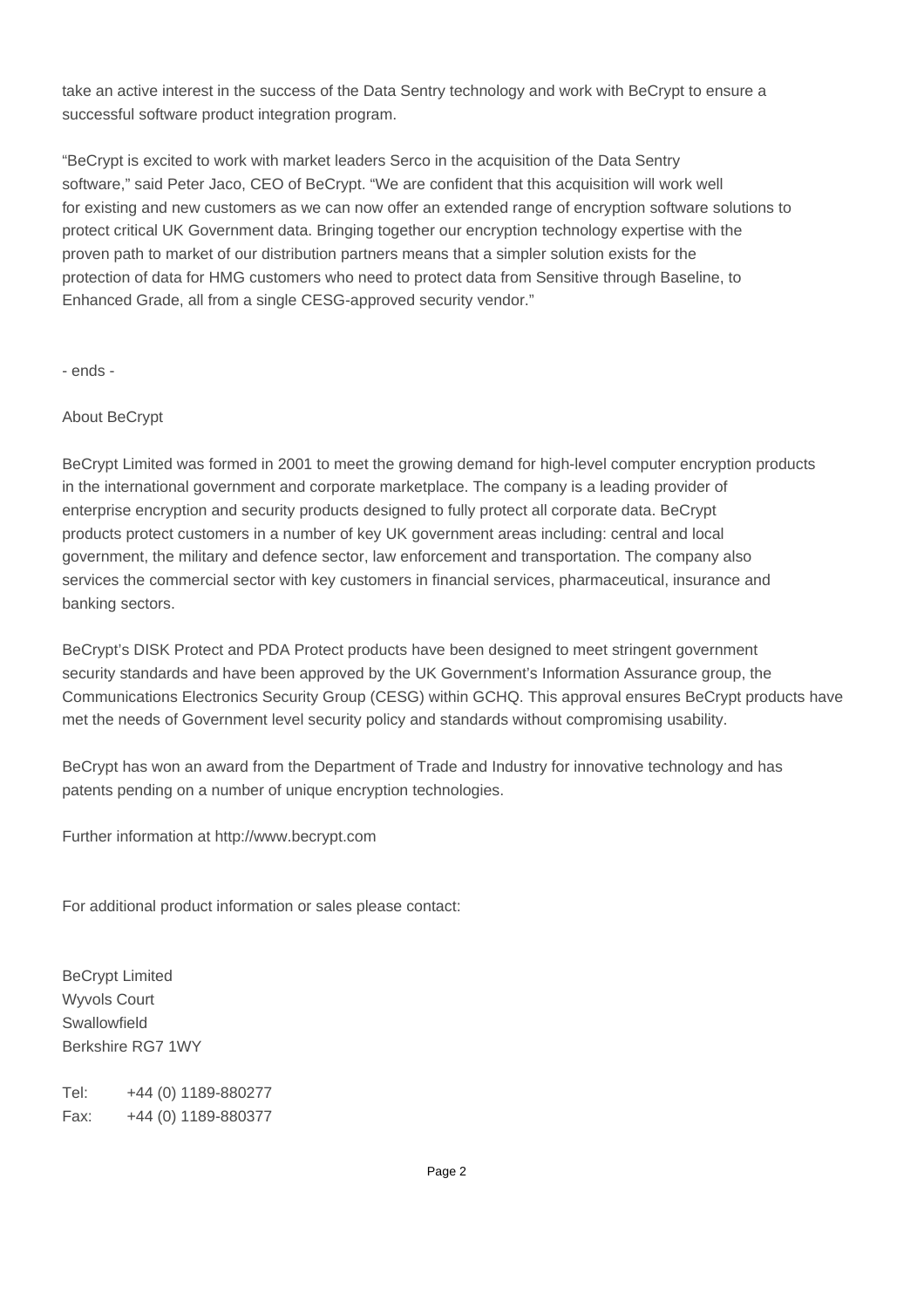take an active interest in the success of the Data Sentry technology and work with BeCrypt to ensure a successful software product integration program.

"BeCrypt is excited to work with market leaders Serco in the acquisition of the Data Sentry software," said Peter Jaco, CEO of BeCrypt. "We are confident that this acquisition will work well for existing and new customers as we can now offer an extended range of encryption software solutions to protect critical UK Government data. Bringing together our encryption technology expertise with the proven path to market of our distribution partners means that a simpler solution exists for the protection of data for HMG customers who need to protect data from Sensitive through Baseline, to Enhanced Grade, all from a single CESG-approved security vendor."

- ends -

About BeCrypt

BeCrypt Limited was formed in 2001 to meet the growing demand for high-level computer encryption products in the international government and corporate marketplace. The company is a leading provider of enterprise encryption and security products designed to fully protect all corporate data. BeCrypt products protect customers in a number of key UK government areas including: central and local government, the military and defence sector, law enforcement and transportation. The company also services the commercial sector with key customers in financial services, pharmaceutical, insurance and banking sectors.

BeCrypt's DISK Protect and PDA Protect products have been designed to meet stringent government security standards and have been approved by the UK Government's Information Assurance group, the Communications Electronics Security Group (CESG) within GCHQ. This approval ensures BeCrypt products have met the needs of Government level security policy and standards without compromising usability.

BeCrypt has won an award from the Department of Trade and Industry for innovative technology and has patents pending on a number of unique encryption technologies.

Further information at http://www.becrypt.com

For additional product information or sales please contact:

BeCrypt Limited
Wyvols Court
Swallowfield
Berkshire RG7 1WY

Tel: +44 (0) 1189-880277
Fax: +44 (0) 1189-880377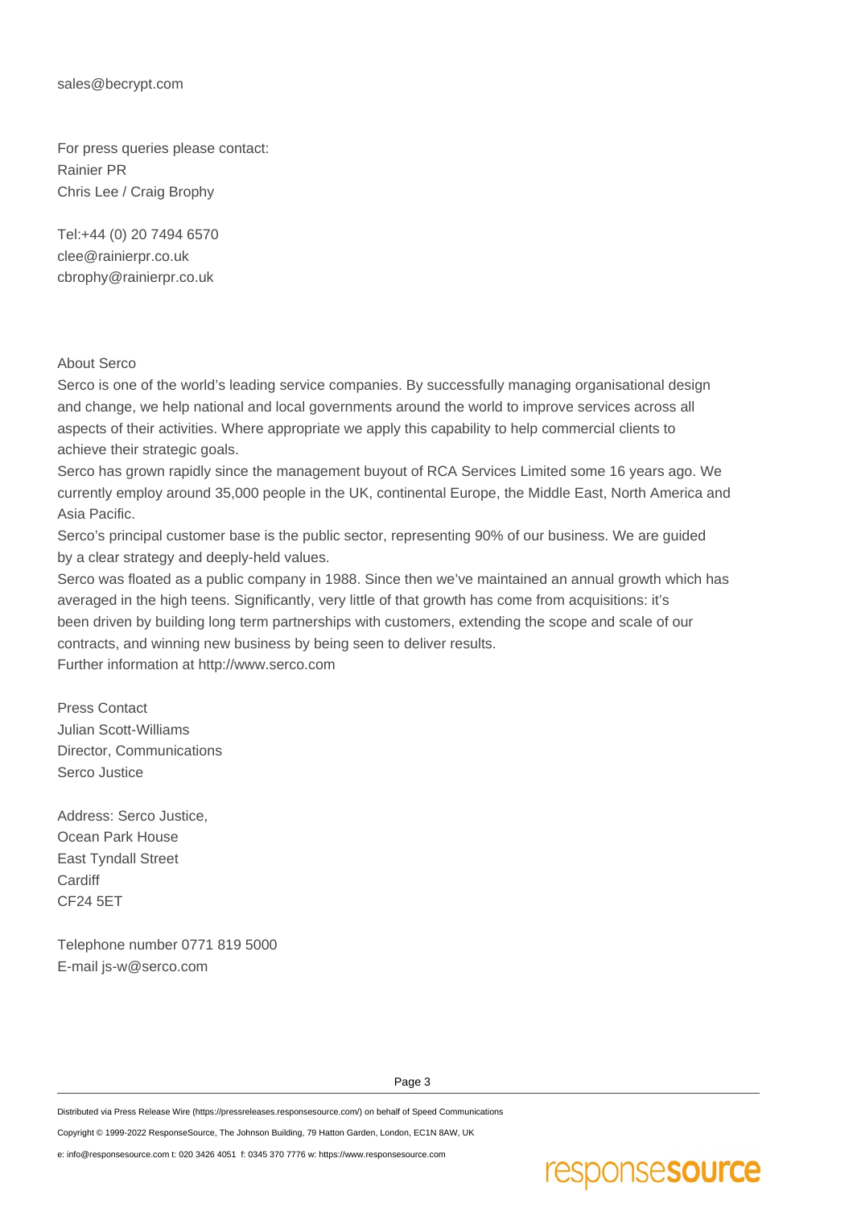sales@becrypt.com

For press queries please contact:
Rainier PR
Chris Lee / Craig Brophy

Tel:+44 (0) 20 7494 6570
clee@rainierpr.co.uk
cbrophy@rainierpr.co.uk

About Serco

Serco is one of the world's leading service companies. By successfully managing organisational design and change, we help national and local governments around the world to improve services across all aspects of their activities. Where appropriate we apply this capability to help commercial clients to achieve their strategic goals.

Serco has grown rapidly since the management buyout of RCA Services Limited some 16 years ago. We currently employ around 35,000 people in the UK, continental Europe, the Middle East, North America and Asia Pacific.

Serco's principal customer base is the public sector, representing 90% of our business. We are guided by a clear strategy and deeply-held values.

Serco was floated as a public company in 1988. Since then we've maintained an annual growth which has averaged in the high teens. Significantly, very little of that growth has come from acquisitions: it's been driven by building long term partnerships with customers, extending the scope and scale of our contracts, and winning new business by being seen to deliver results.

Further information at http://www.serco.com

Press Contact
Julian Scott-Williams
Director, Communications
Serco Justice

Address: Serco Justice,
Ocean Park House
East Tyndall Street
Cardiff
CF24 5ET

Telephone number 0771 819 5000
E-mail js-w@serco.com